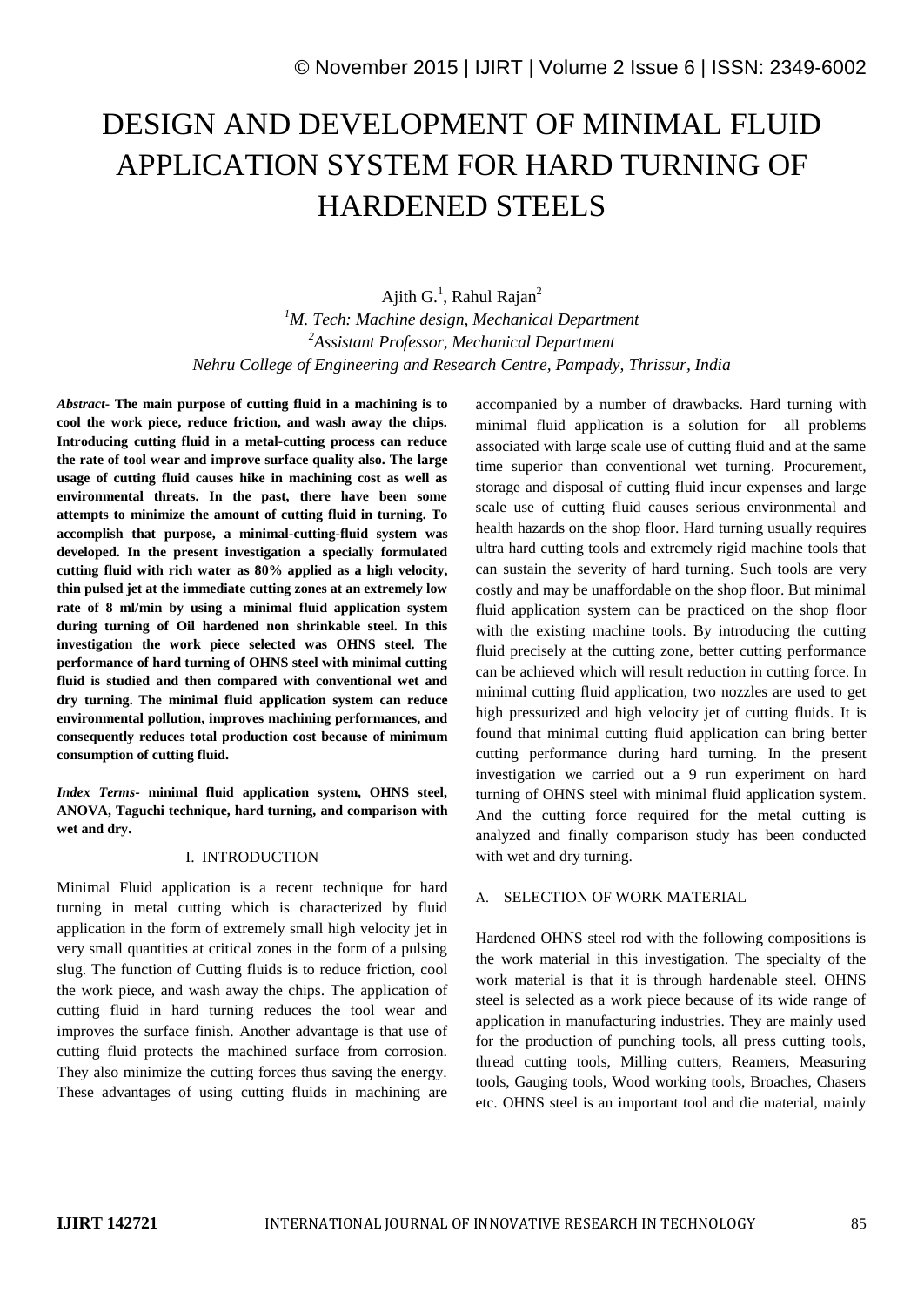# DESIGN AND DEVELOPMENT OF MINIMAL FLUID APPLICATION SYSTEM FOR HARD TURNING OF HARDENED STEELS

Ajith G.[1], Rahul Rajan[2]

[1]*M. Tech: Machine design, Mechanical Department*
[2]*Assistant Professor, Mechanical Department*
*Nehru College of Engineering and Research Centre, Pampady, Thrissur, India*

***Abstract*- The main purpose of cutting fluid in a machining is to cool the work piece, reduce friction, and wash away the chips. Introducing cutting fluid in a metal-cutting process can reduce the rate of tool wear and improve surface quality also. The large usage of cutting fluid causes hike in machining cost as well as environmental threats. In the past, there have been some attempts to minimize the amount of cutting fluid in turning. To accomplish that purpose, a minimal-cutting-fluid system was developed. In the present investigation a specially formulated cutting fluid with rich water as 80% applied as a high velocity, thin pulsed jet at the immediate cutting zones at an extremely low rate of 8 ml/min by using a minimal fluid application system during turning of Oil hardened non shrinkable steel. In this investigation the work piece selected was OHNS steel. The performance of hard turning of OHNS steel with minimal cutting fluid is studied and then compared with conventional wet and dry turning. The minimal fluid application system can reduce environmental pollution, improves machining performances, and consequently reduces total production cost because of minimum consumption of cutting fluid.**

***Index Terms*- minimal fluid application system, OHNS steel, ANOVA, Taguchi technique, hard turning, and comparison with wet and dry.**

## I. INTRODUCTION

Minimal Fluid application is a recent technique for hard turning in metal cutting which is characterized by fluid application in the form of extremely small high velocity jet in very small quantities at critical zones in the form of a pulsing slug. The function of Cutting fluids is to reduce friction, cool the work piece, and wash away the chips. The application of cutting fluid in hard turning reduces the tool wear and improves the surface finish. Another advantage is that use of cutting fluid protects the machined surface from corrosion. They also minimize the cutting forces thus saving the energy. These advantages of using cutting fluids in machining are accompanied by a number of drawbacks. Hard turning with minimal fluid application is a solution for all problems associated with large scale use of cutting fluid and at the same time superior than conventional wet turning. Procurement, storage and disposal of cutting fluid incur expenses and large scale use of cutting fluid causes serious environmental and health hazards on the shop floor. Hard turning usually requires ultra hard cutting tools and extremely rigid machine tools that can sustain the severity of hard turning. Such tools are very costly and may be unaffordable on the shop floor. But minimal fluid application system can be practiced on the shop floor with the existing machine tools. By introducing the cutting fluid precisely at the cutting zone, better cutting performance can be achieved which will result reduction in cutting force. In minimal cutting fluid application, two nozzles are used to get high pressurized and high velocity jet of cutting fluids. It is found that minimal cutting fluid application can bring better cutting performance during hard turning. In the present investigation we carried out a 9 run experiment on hard turning of OHNS steel with minimal fluid application system. And the cutting force required for the metal cutting is analyzed and finally comparison study has been conducted with wet and dry turning.

### A. SELECTION OF WORK MATERIAL

Hardened OHNS steel rod with the following compositions is the work material in this investigation. The specialty of the work material is that it is through hardenable steel. OHNS steel is selected as a work piece because of its wide range of application in manufacturing industries. They are mainly used for the production of punching tools, all press cutting tools, thread cutting tools, Milling cutters, Reamers, Measuring tools, Gauging tools, Wood working tools, Broaches, Chasers etc. OHNS steel is an important tool and die material, mainly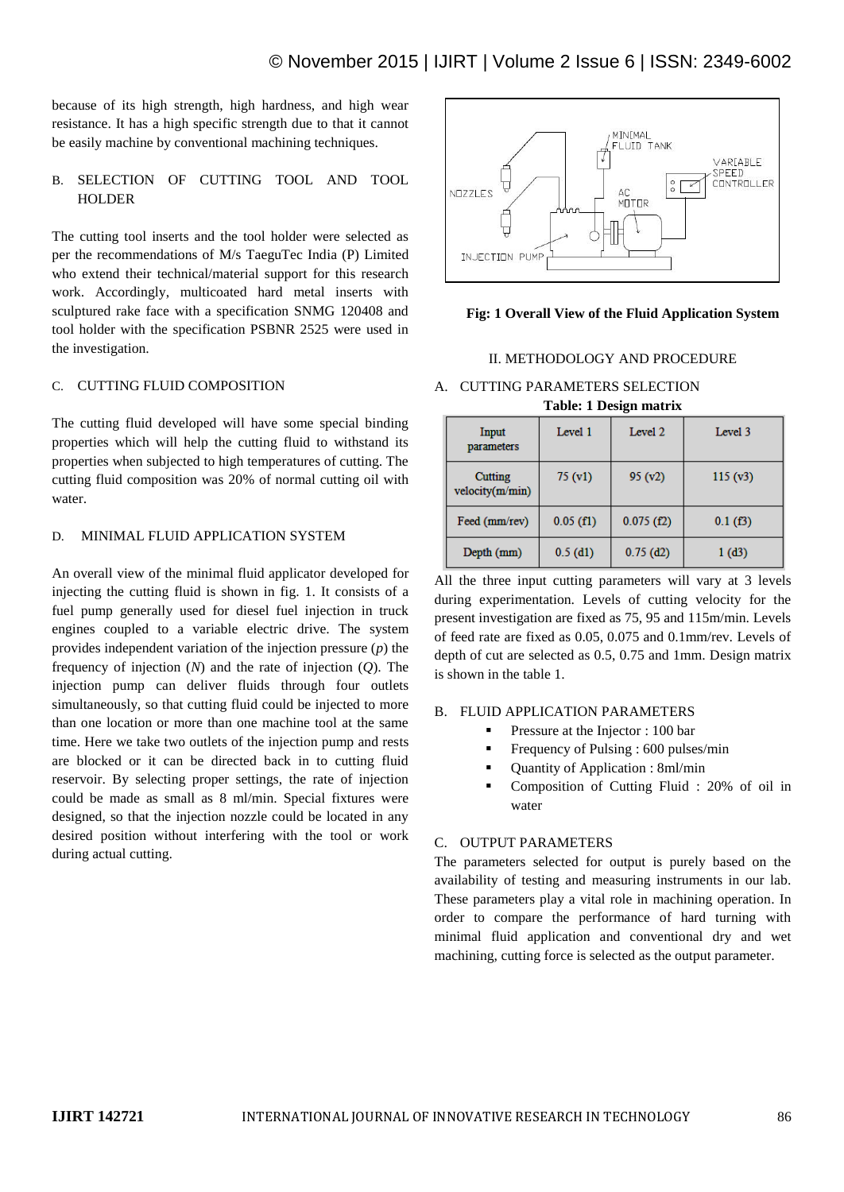because of its high strength, high hardness, and high wear resistance. It has a high specific strength due to that it cannot be easily machine by conventional machining techniques.

### B. SELECTION OF CUTTING TOOL AND TOOL HOLDER

The cutting tool inserts and the tool holder were selected as per the recommendations of M/s TaeguTec India (P) Limited who extend their technical/material support for this research work. Accordingly, multicoated hard metal inserts with sculptured rake face with a specification SNMG 120408 and tool holder with the specification PSBNR 2525 were used in the investigation.

### C. CUTTING FLUID COMPOSITION

The cutting fluid developed will have some special binding properties which will help the cutting fluid to withstand its properties when subjected to high temperatures of cutting. The cutting fluid composition was 20% of normal cutting oil with water.

### D. MINIMAL FLUID APPLICATION SYSTEM

An overall view of the minimal fluid applicator developed for injecting the cutting fluid is shown in fig. 1. It consists of a fuel pump generally used for diesel fuel injection in truck engines coupled to a variable electric drive. The system provides independent variation of the injection pressure ($p$) the frequency of injection ($N$) and the rate of injection ($Q$). The injection pump can deliver fluids through four outlets simultaneously, so that cutting fluid could be injected to more than one location or more than one machine tool at the same time. Here we take two outlets of the injection pump and rests are blocked or it can be directed back in to cutting fluid reservoir. By selecting proper settings, the rate of injection could be made as small as 8 ml/min. Special fixtures were designed, so that the injection nozzle could be located in any desired position without interfering with the tool or work during actual cutting.

**Fig: 1 Overall View of the Fluid Application System**

## II. METHODOLOGY AND PROCEDURE

### A. CUTTING PARAMETERS SELECTION

**Table: 1 Design matrix**

| Input parameters | Level 1 | Level 2 | Level 3 |
|---|---|---|---|
| Cutting velocity(m/min) | 75 (v1) | 95 (v2) | 115 (v3) |
| Feed (mm/rev) | 0.05 (f1) | 0.075 (f2) | 0.1 (f3) |
| Depth (mm) | 0.5 (d1) | 0.75 (d2) | 1 (d3) |

All the three input cutting parameters will vary at 3 levels during experimentation. Levels of cutting velocity for the present investigation are fixed as 75, 95 and 115m/min. Levels of feed rate are fixed as 0.05, 0.075 and 0.1mm/rev. Levels of depth of cut are selected as 0.5, 0.75 and 1mm. Design matrix is shown in the table 1.

### B. FLUID APPLICATION PARAMETERS

- Pressure at the Injector : 100 bar
- Frequency of Pulsing : 600 pulses/min
- Quantity of Application : 8ml/min
- Composition of Cutting Fluid : 20% of oil in water

### C. OUTPUT PARAMETERS

The parameters selected for output is purely based on the availability of testing and measuring instruments in our lab. These parameters play a vital role in machining operation. In order to compare the performance of hard turning with minimal fluid application and conventional dry and wet machining, cutting force is selected as the output parameter.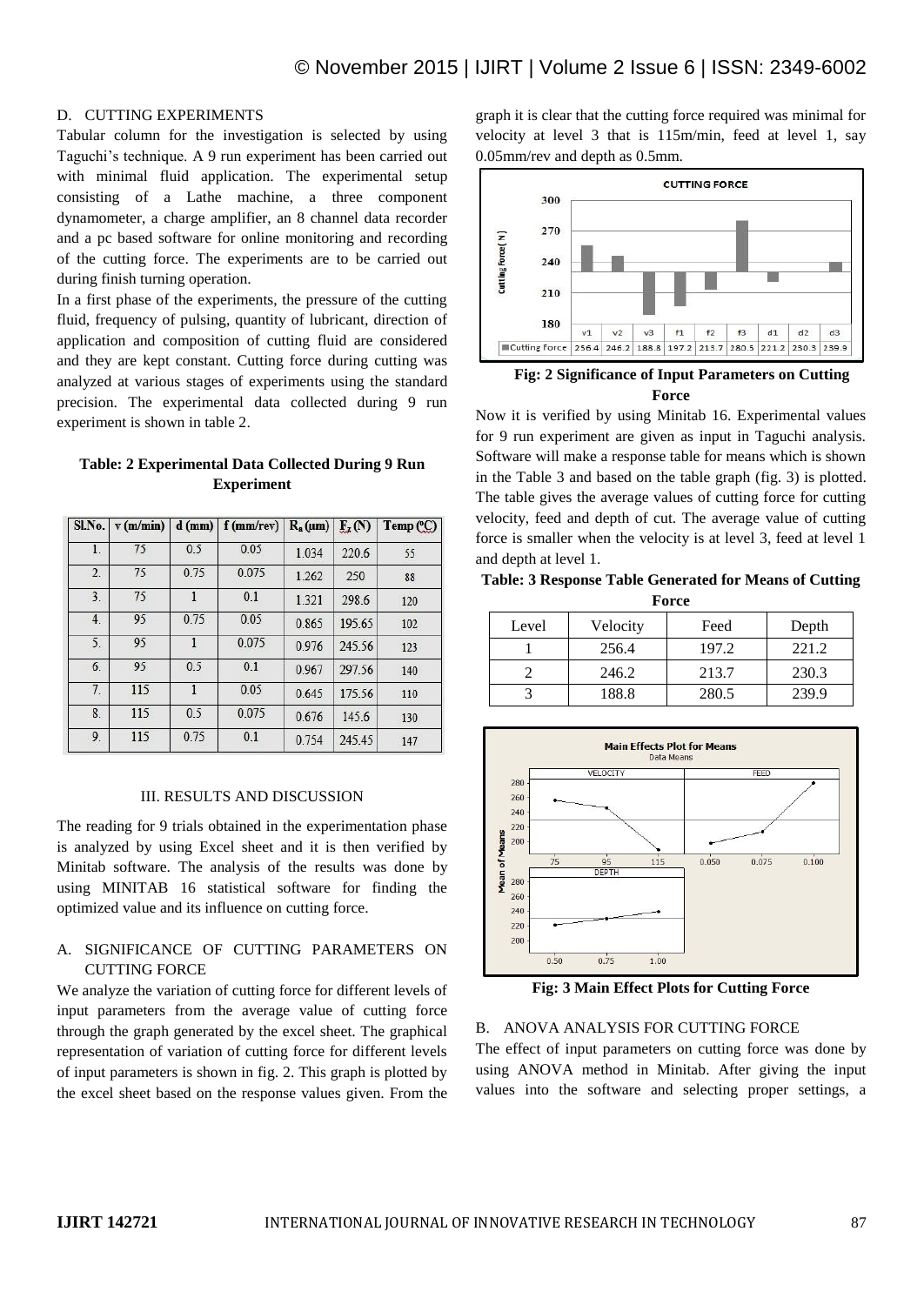D. CUTTING EXPERIMENTS

Tabular column for the investigation is selected by using Taguchi's technique. A 9 run experiment has been carried out with minimal fluid application. The experimental setup consisting of a Lathe machine, a three component dynamometer, a charge amplifier, an 8 channel data recorder and a pc based software for online monitoring and recording of the cutting force. The experiments are to be carried out during finish turning operation.

In a first phase of the experiments, the pressure of the cutting fluid, frequency of pulsing, quantity of lubricant, direction of application and composition of cutting fluid are considered and they are kept constant. Cutting force during cutting was analyzed at various stages of experiments using the standard precision. The experimental data collected during 9 run experiment is shown in table 2.

**Table: 2 Experimental Data Collected During 9 Run Experiment**

| Sl.No. | v (m/min) | d (mm) | f (mm/rev) | $R_a$ (μm) | $F_z$ (N) | Temp (°C) |
|---|---|---|---|---|---|---|
| 1. | 75 | 0.5 | 0.05 | 1.034 | 220.6 | 55 |
| 2. | 75 | 0.75 | 0.075 | 1.262 | 250 | 88 |
| 3. | 75 | 1 | 0.1 | 1.321 | 298.6 | 120 |
| 4. | 95 | 0.75 | 0.05 | 0.865 | 195.65 | 102 |
| 5. | 95 | 1 | 0.075 | 0.976 | 245.56 | 123 |
| 6. | 95 | 0.5 | 0.1 | 0.967 | 297.56 | 140 |
| 7. | 115 | 1 | 0.05 | 0.645 | 175.56 | 110 |
| 8. | 115 | 0.5 | 0.075 | 0.676 | 145.6 | 130 |
| 9. | 115 | 0.75 | 0.1 | 0.754 | 245.45 | 147 |

## III. RESULTS AND DISCUSSION

The reading for 9 trials obtained in the experimentation phase is analyzed by using Excel sheet and it is then verified by Minitab software. The analysis of the results was done by using MINITAB 16 statistical software for finding the optimized value and its influence on cutting force.

### A. SIGNIFICANCE OF CUTTING PARAMETERS ON CUTTING FORCE

We analyze the variation of cutting force for different levels of input parameters from the average value of cutting force through the graph generated by the excel sheet. The graphical representation of variation of cutting force for different levels of input parameters is shown in fig. 2. This graph is plotted by the excel sheet based on the response values given. From the graph it is clear that the cutting force required was minimal for velocity at level 3 that is 115m/min, feed at level 1, say 0.05mm/rev and depth as 0.5mm.

| | v1 | v2 | v3 | f1 | f2 | f3 | d1 | d2 | d3 |
|---|---|---|---|---|---|---|---|---|---|
| Cutting Force | 256.4 | 246.2 | 188.8 | 197.2 | 213.7 | 280.5 | 221.2 | 230.3 | 239.9 |

**Fig: 2 Significance of Input Parameters on Cutting Force**

Now it is verified by using Minitab 16. Experimental values for 9 run experiment are given as input in Taguchi analysis. Software will make a response table for means which is shown in the Table 3 and based on the table graph (fig. 3) is plotted. The table gives the average values of cutting force for cutting velocity, feed and depth of cut. The average value of cutting force is smaller when the velocity is at level 3, feed at level 1 and depth at level 1.

**Table: 3 Response Table Generated for Means of Cutting Force**

| Level | Velocity | Feed | Depth |
|---|---|---|---|
| 1 | 256.4 | 197.2 | 221.2 |
| 2 | 246.2 | 213.7 | 230.3 |
| 3 | 188.8 | 280.5 | 239.9 |

**Fig: 3 Main Effect Plots for Cutting Force**

### B. ANOVA ANALYSIS FOR CUTTING FORCE

The effect of input parameters on cutting force was done by using ANOVA method in Minitab. After giving the input values into the software and selecting proper settings, a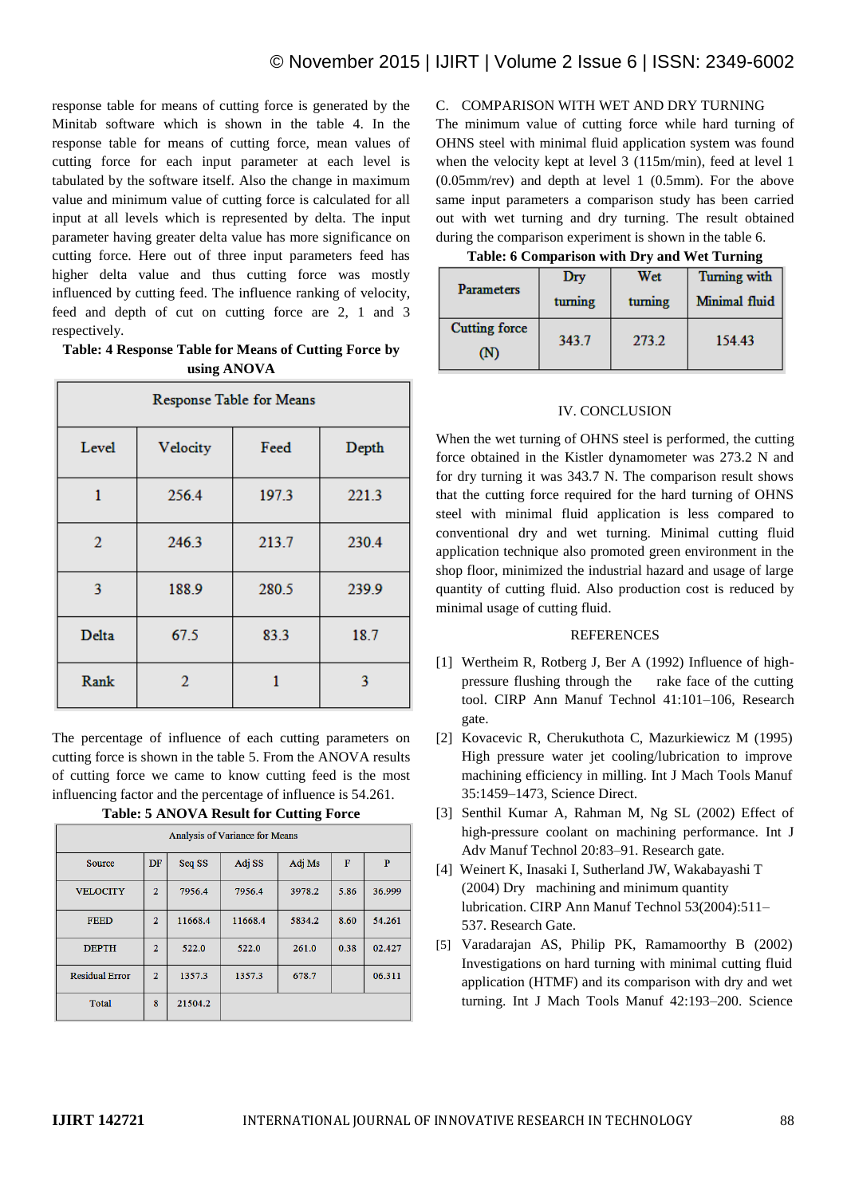response table for means of cutting force is generated by the Minitab software which is shown in the table 4. In the response table for means of cutting force, mean values of cutting force for each input parameter at each level is tabulated by the software itself. Also the change in maximum value and minimum value of cutting force is calculated for all input at all levels which is represented by delta. The input parameter having greater delta value has more significance on cutting force. Here out of three input parameters feed has higher delta value and thus cutting force was mostly influenced by cutting feed. The influence ranking of velocity, feed and depth of cut on cutting force are 2, 1 and 3 respectively.

**Table: 4 Response Table for Means of Cutting Force by using ANOVA**

| Response Table for Means | | | |
|---|---|---|---|
| Level | Velocity | Feed | Depth |
| 1 | 256.4 | 197.3 | 221.3 |
| 2 | 246.3 | 213.7 | 230.4 |
| 3 | 188.9 | 280.5 | 239.9 |
| Delta | 67.5 | 83.3 | 18.7 |
| Rank | 2 | 1 | 3 |

The percentage of influence of each cutting parameters on cutting force is shown in the table 5. From the ANOVA results of cutting force we came to know cutting feed is the most influencing factor and the percentage of influence is 54.261.

**Table: 5 ANOVA Result for Cutting Force**

| Analysis of Variance for Means | | | | | | |
|---|---|---|---|---|---|---|
| Source | DF | Seq SS | Adj SS | Adj Ms | F | P |
| VELOCITY | 2 | 7956.4 | 7956.4 | 3978.2 | 5.86 | 36.999 |
| FEED | 2 | 11668.4 | 11668.4 | 5834.2 | 8.60 | 54.261 |
| DEPTH | 2 | 522.0 | 522.0 | 261.0 | 0.38 | 02.427 |
| Residual Error | 2 | 1357.3 | 1357.3 | 678.7 | | 06.311 |
| Total | 8 | 21504.2 | | | | |

C. COMPARISON WITH WET AND DRY TURNING

The minimum value of cutting force while hard turning of OHNS steel with minimal fluid application system was found when the velocity kept at level 3 (115m/min), feed at level 1 (0.05mm/rev) and depth at level 1 (0.5mm). For the above same input parameters a comparison study has been carried out with wet turning and dry turning. The result obtained during the comparison experiment is shown in the table 6.

**Table: 6 Comparison with Dry and Wet Turning**

| Parameters | Dry turning | Wet turning | Turning with Minimal fluid |
|---|---|---|---|
| Cutting force (N) | 343.7 | 273.2 | 154.43 |

## IV. CONCLUSION

When the wet turning of OHNS steel is performed, the cutting force obtained in the Kistler dynamometer was 273.2 N and for dry turning it was 343.7 N. The comparison result shows that the cutting force required for the hard turning of OHNS steel with minimal fluid application is less compared to conventional dry and wet turning. Minimal cutting fluid application technique also promoted green environment in the shop floor, minimized the industrial hazard and usage of large quantity of cutting fluid. Also production cost is reduced by minimal usage of cutting fluid.

## REFERENCES

[1] Wertheim R, Rotberg J, Ber A (1992) Influence of high-pressure flushing through the rake face of the cutting tool. CIRP Ann Manuf Technol 41:101–106, Research gate.

[2] Kovacevic R, Cherukuthota C, Mazurkiewicz M (1995) High pressure water jet cooling/lubrication to improve machining efficiency in milling. Int J Mach Tools Manuf 35:1459–1473, Science Direct.

[3] Senthil Kumar A, Rahman M, Ng SL (2002) Effect of high-pressure coolant on machining performance. Int J Adv Manuf Technol 20:83–91. Research gate.

[4] Weinert K, Inasaki I, Sutherland JW, Wakabayashi T (2004) Dry machining and minimum quantity lubrication. CIRP Ann Manuf Technol 53(2004):511–537. Research Gate.

[5] Varadarajan AS, Philip PK, Ramamoorthy B (2002) Investigations on hard turning with minimal cutting fluid application (HTMF) and its comparison with dry and wet turning. Int J Mach Tools Manuf 42:193–200. Science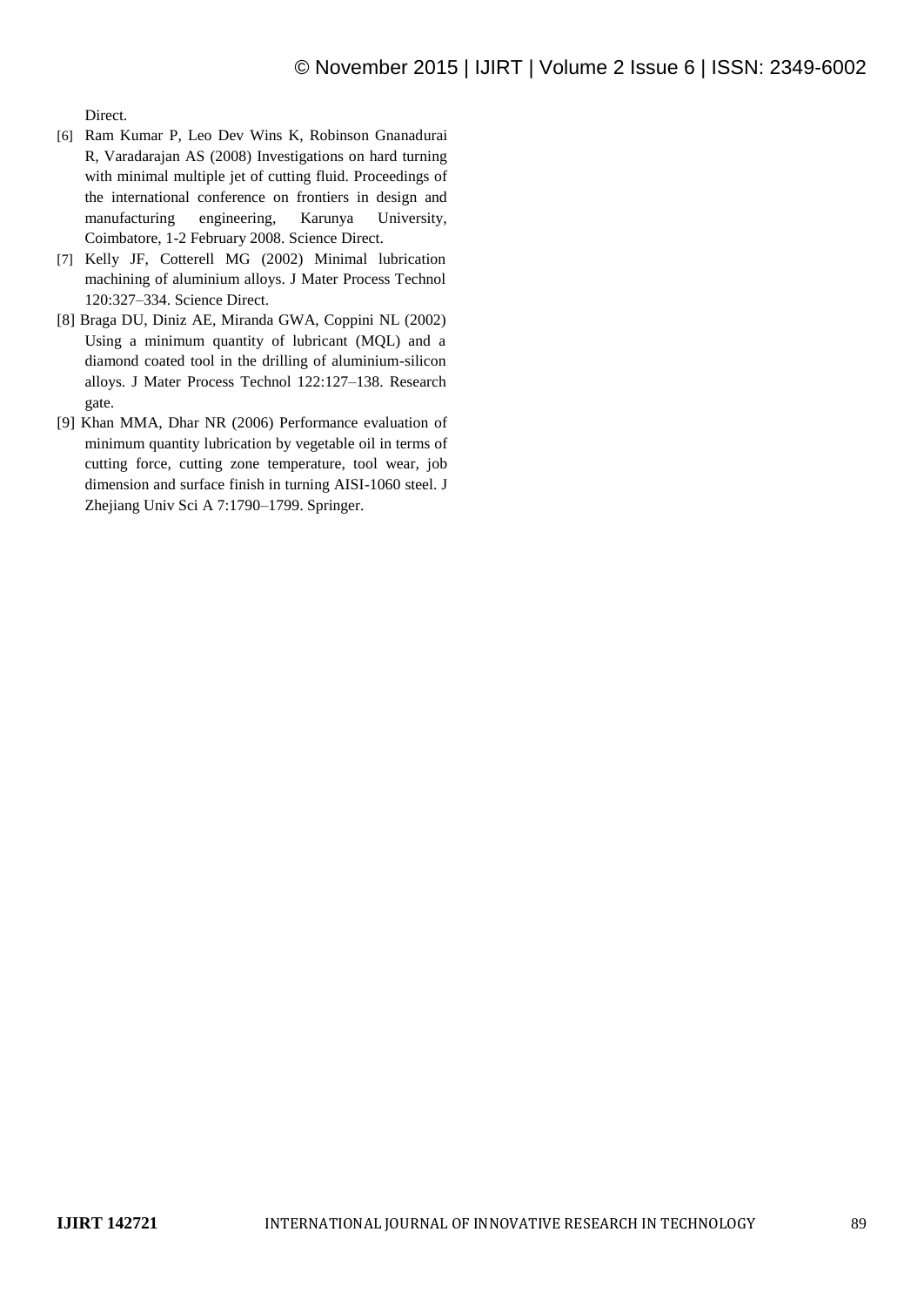Direct.

[6] Ram Kumar P, Leo Dev Wins K, Robinson Gnanadurai R, Varadarajan AS (2008) Investigations on hard turning with minimal multiple jet of cutting fluid. Proceedings of the international conference on frontiers in design and manufacturing engineering, Karunya University, Coimbatore, 1-2 February 2008. Science Direct.

[7] Kelly JF, Cotterell MG (2002) Minimal lubrication machining of aluminium alloys. J Mater Process Technol 120:327–334. Science Direct.

[8] Braga DU, Diniz AE, Miranda GWA, Coppini NL (2002) Using a minimum quantity of lubricant (MQL) and a diamond coated tool in the drilling of aluminium-silicon alloys. J Mater Process Technol 122:127–138. Research gate.

[9] Khan MMA, Dhar NR (2006) Performance evaluation of minimum quantity lubrication by vegetable oil in terms of cutting force, cutting zone temperature, tool wear, job dimension and surface finish in turning AISI-1060 steel. J Zhejiang Univ Sci A 7:1790–1799. Springer.